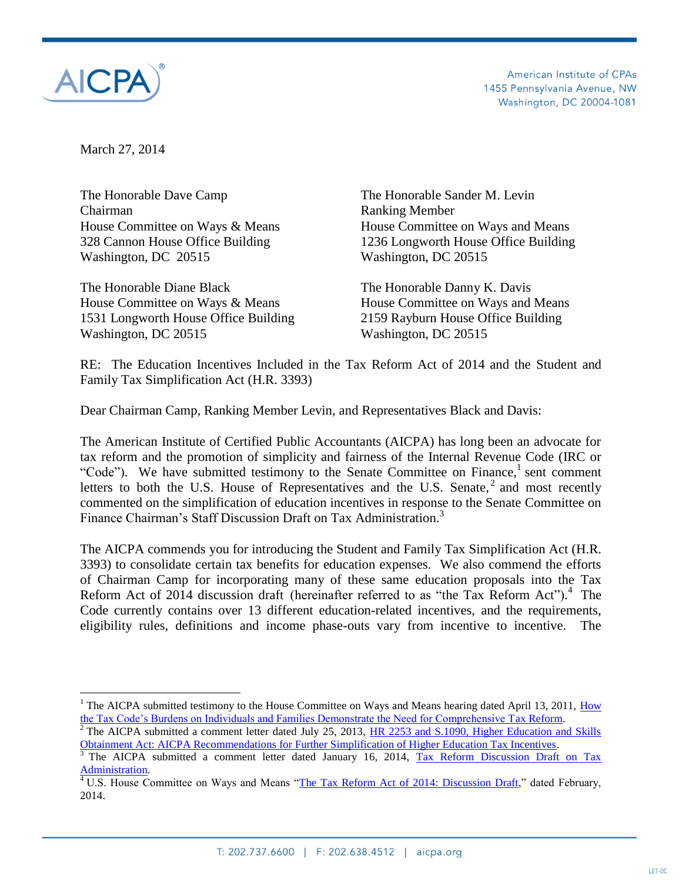AICPA

American Institute of CPAs
1455 Pennsylvania Avenue, NW
Washington, DC 20004-1081

March 27, 2014

The Honorable Dave Camp
Chairman
House Committee on Ways & Means
328 Cannon House Office Building
Washington, DC 20515

The Honorable Sander M. Levin
Ranking Member
House Committee on Ways and Means
1236 Longworth House Office Building
Washington, DC 20515

The Honorable Diane Black
House Committee on Ways & Means
1531 Longworth House Office Building
Washington, DC 20515

The Honorable Danny K. Davis
House Committee on Ways and Means
2159 Rayburn House Office Building
Washington, DC 20515

RE: The Education Incentives Included in the Tax Reform Act of 2014 and the Student and Family Tax Simplification Act (H.R. 3393)

Dear Chairman Camp, Ranking Member Levin, and Representatives Black and Davis:

The American Institute of Certified Public Accountants (AICPA) has long been an advocate for tax reform and the promotion of simplicity and fairness of the Internal Revenue Code (IRC or "Code"). We have submitted testimony to the Senate Committee on Finance,[1] sent comment letters to both the U.S. House of Representatives and the U.S. Senate,[2] and most recently commented on the simplification of education incentives in response to the Senate Committee on Finance Chairman's Staff Discussion Draft on Tax Administration.[3]

The AICPA commends you for introducing the Student and Family Tax Simplification Act (H.R. 3393) to consolidate certain tax benefits for education expenses. We also commend the efforts of Chairman Camp for incorporating many of these same education proposals into the Tax Reform Act of 2014 discussion draft (hereinafter referred to as "the Tax Reform Act").[4] The Code currently contains over 13 different education-related incentives, and the requirements, eligibility rules, definitions and income phase-outs vary from incentive to incentive. The

---

[1] The AICPA submitted testimony to the House Committee on Ways and Means hearing dated April 13, 2011, How the Tax Code's Burdens on Individuals and Families Demonstrate the Need for Comprehensive Tax Reform.

[2] The AICPA submitted a comment letter dated July 25, 2013, HR 2253 and S.1090, Higher Education and Skills Obtainment Act: AICPA Recommendations for Further Simplification of Higher Education Tax Incentives.

[3] The AICPA submitted a comment letter dated January 16, 2014, Tax Reform Discussion Draft on Tax Administration.

[4] U.S. House Committee on Ways and Means "The Tax Reform Act of 2014: Discussion Draft," dated February, 2014.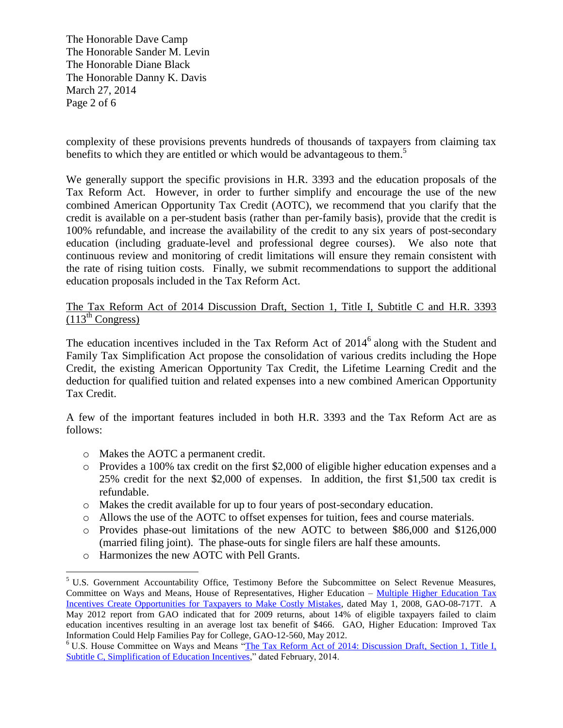complexity of these provisions prevents hundreds of thousands of taxpayers from claiming tax benefits to which they are entitled or which would be advantageous to them.[5]

We generally support the specific provisions in H.R. 3393 and the education proposals of the Tax Reform Act. However, in order to further simplify and encourage the use of the new combined American Opportunity Tax Credit (AOTC), we recommend that you clarify that the credit is available on a per-student basis (rather than per-family basis), provide that the credit is 100% refundable, and increase the availability of the credit to any six years of post-secondary education (including graduate-level and professional degree courses). We also note that continuous review and monitoring of credit limitations will ensure they remain consistent with the rate of rising tuition costs. Finally, we submit recommendations to support the additional education proposals included in the Tax Reform Act.

<u>The Tax Reform Act of 2014 Discussion Draft, Section 1, Title I, Subtitle C and H.R. 3393 (113th Congress)</u>

The education incentives included in the Tax Reform Act of 2014[6] along with the Student and Family Tax Simplification Act propose the consolidation of various credits including the Hope Credit, the existing American Opportunity Tax Credit, the Lifetime Learning Credit and the deduction for qualified tuition and related expenses into a new combined American Opportunity Tax Credit.

A few of the important features included in both H.R. 3393 and the Tax Reform Act are as follows:

- Makes the AOTC a permanent credit.
- Provides a 100% tax credit on the first $2,000 of eligible higher education expenses and a 25% credit for the next $2,000 of expenses. In addition, the first $1,500 tax credit is refundable.
- Makes the credit available for up to four years of post-secondary education.
- Allows the use of the AOTC to offset expenses for tuition, fees and course materials.
- Provides phase-out limitations of the new AOTC to between $86,000 and $126,000 (married filing joint). The phase-outs for single filers are half these amounts.
- Harmonizes the new AOTC with Pell Grants.

---

[5] U.S. Government Accountability Office, Testimony Before the Subcommittee on Select Revenue Measures, Committee on Ways and Means, House of Representatives, Higher Education – Multiple Higher Education Tax Incentives Create Opportunities for Taxpayers to Make Costly Mistakes, dated May 1, 2008, GAO-08-717T. A May 2012 report from GAO indicated that for 2009 returns, about 14% of eligible taxpayers failed to claim education incentives resulting in an average lost tax benefit of $466. GAO, Higher Education: Improved Tax Information Could Help Families Pay for College, GAO-12-560, May 2012.

[6] U.S. House Committee on Ways and Means "The Tax Reform Act of 2014: Discussion Draft, Section 1, Title I, Subtitle C, Simplification of Education Incentives," dated February, 2014.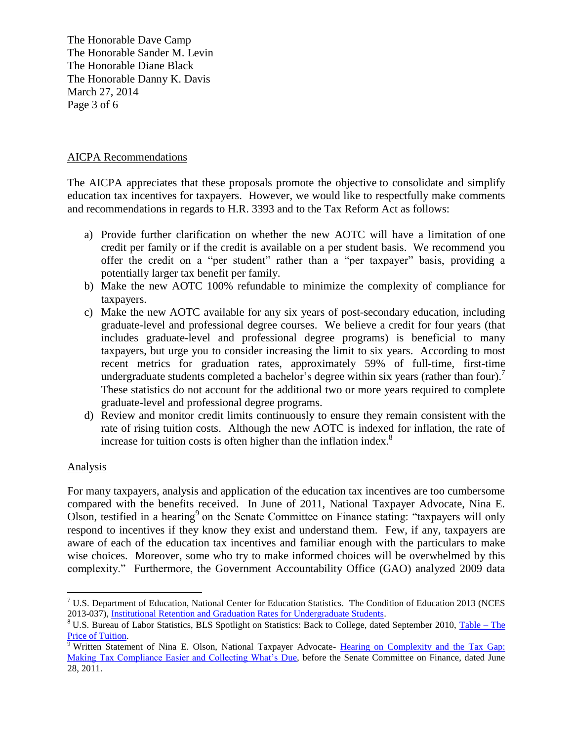AICPA Recommendations

The AICPA appreciates that these proposals promote the objective to consolidate and simplify education tax incentives for taxpayers. However, we would like to respectfully make comments and recommendations in regards to H.R. 3393 and to the Tax Reform Act as follows:

a) Provide further clarification on whether the new AOTC will have a limitation of one credit per family or if the credit is available on a per student basis. We recommend you offer the credit on a "per student" rather than a "per taxpayer" basis, providing a potentially larger tax benefit per family.
b) Make the new AOTC 100% refundable to minimize the complexity of compliance for taxpayers.
c) Make the new AOTC available for any six years of post-secondary education, including graduate-level and professional degree courses. We believe a credit for four years (that includes graduate-level and professional degree programs) is beneficial to many taxpayers, but urge you to consider increasing the limit to six years. According to most recent metrics for graduation rates, approximately 59% of full-time, first-time undergraduate students completed a bachelor's degree within six years (rather than four).[7] These statistics do not account for the additional two or more years required to complete graduate-level and professional degree programs.
d) Review and monitor credit limits continuously to ensure they remain consistent with the rate of rising tuition costs. Although the new AOTC is indexed for inflation, the rate of increase for tuition costs is often higher than the inflation index.[8]

Analysis

For many taxpayers, analysis and application of the education tax incentives are too cumbersome compared with the benefits received. In June of 2011, National Taxpayer Advocate, Nina E. Olson, testified in a hearing[9] on the Senate Committee on Finance stating: "taxpayers will only respond to incentives if they know they exist and understand them. Few, if any, taxpayers are aware of each of the education tax incentives and familiar enough with the particulars to make wise choices. Moreover, some who try to make informed choices will be overwhelmed by this complexity." Furthermore, the Government Accountability Office (GAO) analyzed 2009 data

---

[7] U.S. Department of Education, National Center for Education Statistics. The Condition of Education 2013 (NCES 2013-037), Institutional Retention and Graduation Rates for Undergraduate Students.

[8] U.S. Bureau of Labor Statistics, BLS Spotlight on Statistics: Back to College, dated September 2010, Table – The Price of Tuition.

[9] Written Statement of Nina E. Olson, National Taxpayer Advocate- Hearing on Complexity and the Tax Gap: Making Tax Compliance Easier and Collecting What's Due, before the Senate Committee on Finance, dated June 28, 2011.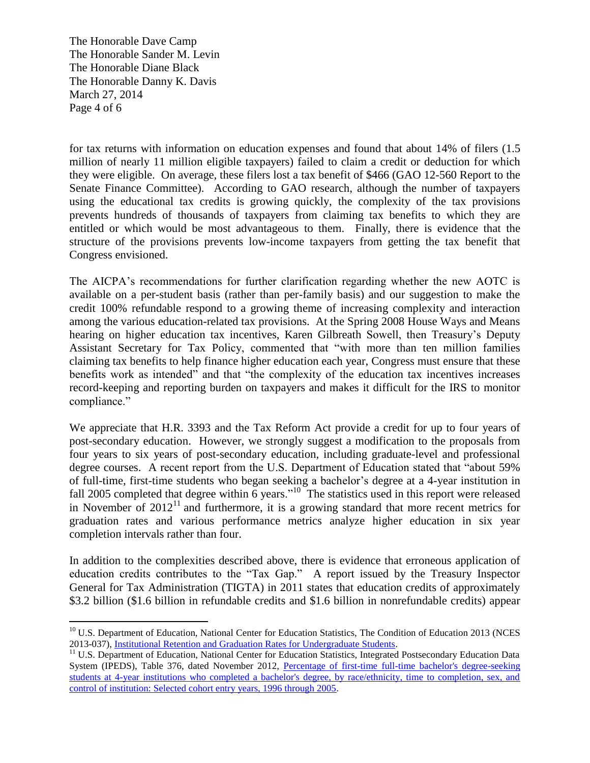for tax returns with information on education expenses and found that about 14% of filers (1.5 million of nearly 11 million eligible taxpayers) failed to claim a credit or deduction for which they were eligible. On average, these filers lost a tax benefit of $466 (GAO 12-560 Report to the Senate Finance Committee). According to GAO research, although the number of taxpayers using the educational tax credits is growing quickly, the complexity of the tax provisions prevents hundreds of thousands of taxpayers from claiming tax benefits to which they are entitled or which would be most advantageous to them. Finally, there is evidence that the structure of the provisions prevents low-income taxpayers from getting the tax benefit that Congress envisioned.

The AICPA's recommendations for further clarification regarding whether the new AOTC is available on a per-student basis (rather than per-family basis) and our suggestion to make the credit 100% refundable respond to a growing theme of increasing complexity and interaction among the various education-related tax provisions. At the Spring 2008 House Ways and Means hearing on higher education tax incentives, Karen Gilbreath Sowell, then Treasury's Deputy Assistant Secretary for Tax Policy, commented that "with more than ten million families claiming tax benefits to help finance higher education each year, Congress must ensure that these benefits work as intended" and that "the complexity of the education tax incentives increases record-keeping and reporting burden on taxpayers and makes it difficult for the IRS to monitor compliance."

We appreciate that H.R. 3393 and the Tax Reform Act provide a credit for up to four years of post-secondary education. However, we strongly suggest a modification to the proposals from four years to six years of post-secondary education, including graduate-level and professional degree courses. A recent report from the U.S. Department of Education stated that "about 59% of full-time, first-time students who began seeking a bachelor's degree at a 4-year institution in fall 2005 completed that degree within 6 years."[10] The statistics used in this report were released in November of 2012[11] and furthermore, it is a growing standard that more recent metrics for graduation rates and various performance metrics analyze higher education in six year completion intervals rather than four.

In addition to the complexities described above, there is evidence that erroneous application of education credits contributes to the "Tax Gap." A report issued by the Treasury Inspector General for Tax Administration (TIGTA) in 2011 states that education credits of approximately $3.2 billion ($1.6 billion in refundable credits and $1.6 billion in nonrefundable credits) appear

---

[10] U.S. Department of Education, National Center for Education Statistics, The Condition of Education 2013 (NCES 2013-037), Institutional Retention and Graduation Rates for Undergraduate Students.

[11] U.S. Department of Education, National Center for Education Statistics, Integrated Postsecondary Education Data System (IPEDS), Table 376, dated November 2012, Percentage of first-time full-time bachelor's degree-seeking students at 4-year institutions who completed a bachelor's degree, by race/ethnicity, time to completion, sex, and control of institution: Selected cohort entry years, 1996 through 2005.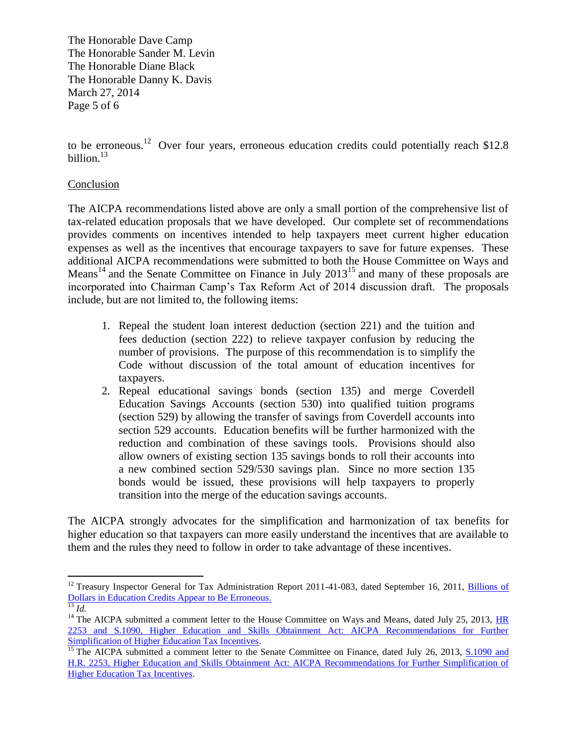to be erroneous.[12] Over four years, erroneous education credits could potentially reach $12.8 billion.[13]

Conclusion

The AICPA recommendations listed above are only a small portion of the comprehensive list of tax-related education proposals that we have developed. Our complete set of recommendations provides comments on incentives intended to help taxpayers meet current higher education expenses as well as the incentives that encourage taxpayers to save for future expenses. These additional AICPA recommendations were submitted to both the House Committee on Ways and Means[14] and the Senate Committee on Finance in July 2013[15] and many of these proposals are incorporated into Chairman Camp's Tax Reform Act of 2014 discussion draft. The proposals include, but are not limited to, the following items:

1. Repeal the student loan interest deduction (section 221) and the tuition and fees deduction (section 222) to relieve taxpayer confusion by reducing the number of provisions. The purpose of this recommendation is to simplify the Code without discussion of the total amount of education incentives for taxpayers.
2. Repeal educational savings bonds (section 135) and merge Coverdell Education Savings Accounts (section 530) into qualified tuition programs (section 529) by allowing the transfer of savings from Coverdell accounts into section 529 accounts. Education benefits will be further harmonized with the reduction and combination of these savings tools. Provisions should also allow owners of existing section 135 savings bonds to roll their accounts into a new combined section 529/530 savings plan. Since no more section 135 bonds would be issued, these provisions will help taxpayers to properly transition into the merge of the education savings accounts.

The AICPA strongly advocates for the simplification and harmonization of tax benefits for higher education so that taxpayers can more easily understand the incentives that are available to them and the rules they need to follow in order to take advantage of these incentives.

---

[12] Treasury Inspector General for Tax Administration Report 2011-41-083, dated September 16, 2011, Billions of Dollars in Education Credits Appear to Be Erroneous.

[13] *Id.*

[14] The AICPA submitted a comment letter to the House Committee on Ways and Means, dated July 25, 2013, HR 2253 and S.1090, Higher Education and Skills Obtainment Act: AICPA Recommendations for Further Simplification of Higher Education Tax Incentives.

[15] The AICPA submitted a comment letter to the Senate Committee on Finance, dated July 26, 2013, S.1090 and H.R. 2253, Higher Education and Skills Obtainment Act: AICPA Recommendations for Further Simplification of Higher Education Tax Incentives.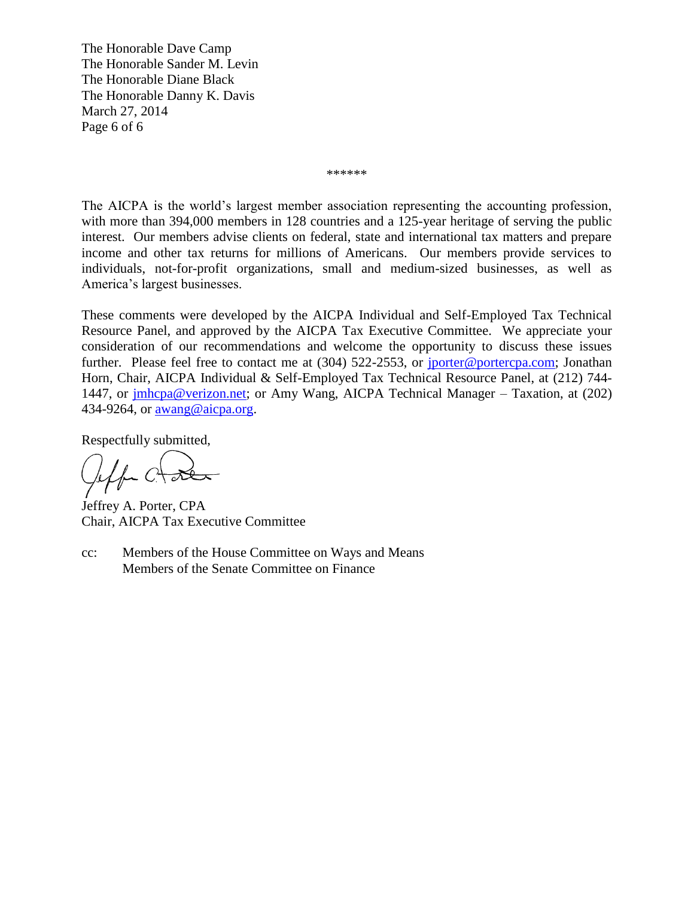\*\*\*\*\*\*

The AICPA is the world's largest member association representing the accounting profession, with more than 394,000 members in 128 countries and a 125-year heritage of serving the public interest. Our members advise clients on federal, state and international tax matters and prepare income and other tax returns for millions of Americans. Our members provide services to individuals, not-for-profit organizations, small and medium-sized businesses, as well as America's largest businesses.

These comments were developed by the AICPA Individual and Self-Employed Tax Technical Resource Panel, and approved by the AICPA Tax Executive Committee. We appreciate your consideration of our recommendations and welcome the opportunity to discuss these issues further. Please feel free to contact me at (304) 522-2553, or jporter@portercpa.com; Jonathan Horn, Chair, AICPA Individual & Self-Employed Tax Technical Resource Panel, at (212) 744-1447, or jmhcpa@verizon.net; or Amy Wang, AICPA Technical Manager – Taxation, at (202) 434-9264, or awang@aicpa.org.

Respectfully submitted,

Jeffrey A. Porter, CPA
Chair, AICPA Tax Executive Committee

cc: Members of the House Committee on Ways and Means
Members of the Senate Committee on Finance